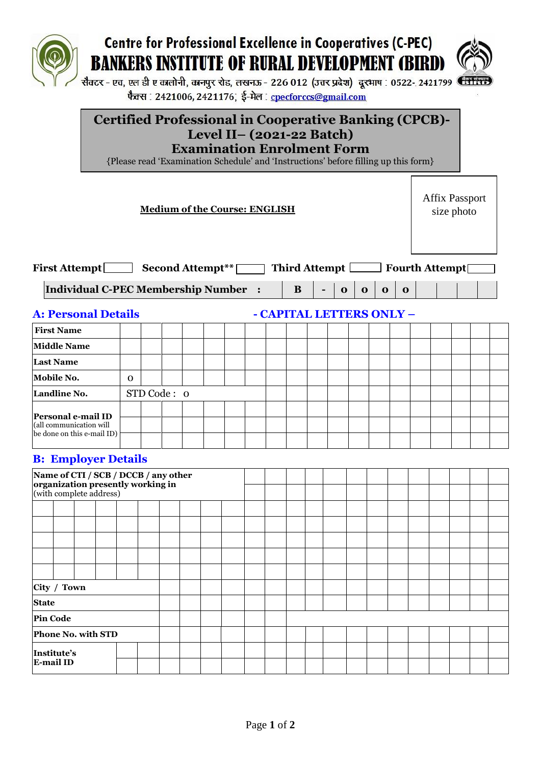# Centre for Professional Excellence in Cooperatives (C-PEC)

# BANKERS INSTITUTE OF RURAL DEVELOPMENT (BIRD)

सैक्टर - एच, एल डी ए कालोनी, कानपुर रोड, लखनऊ - 226 012 (उत्तर प्रदेश) दूरभाष : 0522-. 2421799

फैक्स : 2421006, 2421176; ई-मेल : cpecforccs@gmail.com

## Certified Professional in Cooperative Banking (CPCB)- Level II– (2021-22 Batch) Examination Enrolment Form

{Please read 'Examination Schedule' and 'Instructions' before filling up this form}

**Medium of the Course: ENGLISH**

Affix Passport size photo

**First Attempt** ☐ **Second Attempt**** ☐ **Third Attempt** ☐ **Fourth Attempt** ☐

| **Individual C-PEC Membership Number** | : | B | - | 0 | 0 | 0 | 0 | | | | |
|---|---|---|---|---|---|---|---|---|---|---|---|

### A: Personal Details - CAPITAL LETTERS ONLY –

| Field | |
|---|---|
| **First Name** | |
| **Middle Name** | |
| **Last Name** | |
| **Mobile No.** | 0 |
| **Landline No.** | STD Code : 0 |
| **Personal e-mail ID** (all communication will be done on this e-mail ID) | |

### B: Employer Details

| Field | |
|---|---|
| **Name of CTI / SCB / DCCB / any other organization presently working in** (with complete address) | |
| | |
| | |
| | |
| | |
| | |
| **City / Town** | |
| **State** | |
| **Pin Code** | |
| **Phone No. with STD** | |
| **Institute's E-mail ID** | |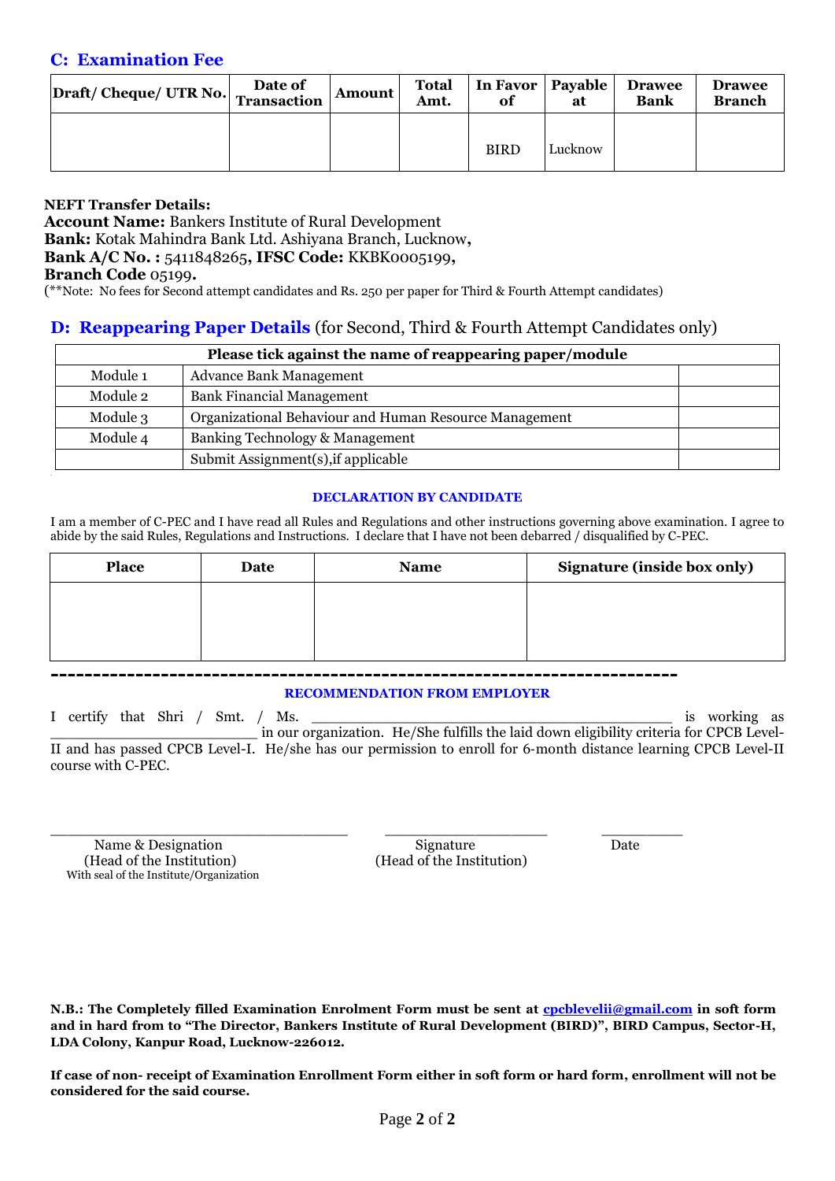## C: Examination Fee

| Draft/ Cheque/ UTR No. | Date of Transaction | Amount | Total Amt. | In Favor of | Payable at | Drawee Bank | Drawee Branch |
|---|---|---|---|---|---|---|---|
| | | | | BIRD | Lucknow | | |

**NEFT Transfer Details:**
**Account Name:** Bankers Institute of Rural Development
**Bank:** Kotak Mahindra Bank Ltd. Ashiyana Branch, Lucknow**,**
**Bank A/C No. :** 5411848265**, IFSC Code:** KKBK0005199**,**
**Branch Code** 05199**.**
(**Note: No fees for Second attempt candidates and Rs. 250 per paper for Third & Fourth Attempt candidates)

## D: Reappearing Paper Details (for Second, Third & Fourth Attempt Candidates only)

| Please tick against the name of reappearing paper/module | | |
|---|---|---|
| Module 1 | Advance Bank Management | |
| Module 2 | Bank Financial Management | |
| Module 3 | Organizational Behaviour and Human Resource Management | |
| Module 4 | Banking Technology & Management | |
| | Submit Assignment(s),if applicable | |

**DECLARATION BY CANDIDATE**

I am a member of C-PEC and I have read all Rules and Regulations and other instructions governing above examination. I agree to abide by the said Rules, Regulations and Instructions. I declare that I have not been debarred / disqualified by C-PEC.

| Place | Date | Name | Signature (inside box only) |
|---|---|---|---|
| | | | |

---

**RECOMMENDATION FROM EMPLOYER**

I certify that Shri / Smt. / Ms. ____________________________________________ is working as ________________________ in our organization. He/She fulfills the laid down eligibility criteria for CPCB Level-II and has passed CPCB Level-I. He/she has our permission to enroll for 6-month distance learning CPCB Level-II course with C-PEC.

________________________________ Name & Designation (Head of the Institution) With seal of the Institute/Organization

__________________ Signature (Head of the Institution)

_________ Date

**N.B.: The Completely filled Examination Enrolment Form must be sent at cpcblevelii@gmail.com in soft form and in hard from to "The Director, Bankers Institute of Rural Development (BIRD)", BIRD Campus, Sector-H, LDA Colony, Kanpur Road, Lucknow-226012.**

**If case of non- receipt of Examination Enrollment Form either in soft form or hard form, enrollment will not be considered for the said course.**